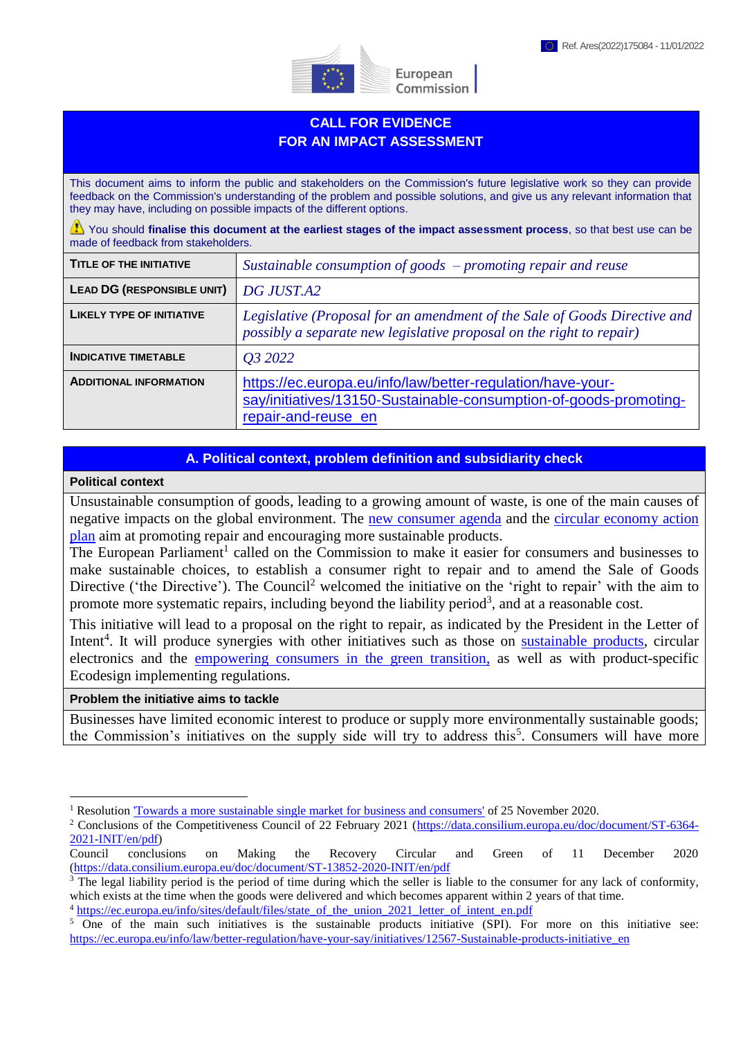Ref. Ares(2022)175084 - 11/01/2022

# CALL FOR EVIDENCE FOR AN IMPACT ASSESSMENT

This document aims to inform the public and stakeholders on the Commission's future legislative work so they can provide feedback on the Commission's understanding of the problem and possible solutions, and give us any relevant information that they may have, including on possible impacts of the different options.

⚠ You should **finalise this document at the earliest stages of the impact assessment process**, so that best use can be made of feedback from stakeholders.

| | |
|---|---|
| **TITLE OF THE INITIATIVE** | *Sustainable consumption of goods – promoting repair and reuse* |
| **LEAD DG (RESPONSIBLE UNIT)** | *DG JUST.A2* |
| **LIKELY TYPE OF INITIATIVE** | *Legislative (Proposal for an amendment of the Sale of Goods Directive and possibly a separate new legislative proposal on the right to repair)* |
| **INDICATIVE TIMETABLE** | *Q3 2022* |
| **ADDITIONAL INFORMATION** | https://ec.europa.eu/info/law/better-regulation/have-your-say/initiatives/13150-Sustainable-consumption-of-goods-promoting-repair-and-reuse_en |

## A. Political context, problem definition and subsidiarity check

### Political context

Unsustainable consumption of goods, leading to a growing amount of waste, is one of the main causes of negative impacts on the global environment. The new consumer agenda and the circular economy action plan aim at promoting repair and encouraging more sustainable products.

The European Parliament[1] called on the Commission to make it easier for consumers and businesses to make sustainable choices, to establish a consumer right to repair and to amend the Sale of Goods Directive ('the Directive'). The Council[2] welcomed the initiative on the 'right to repair' with the aim to promote more systematic repairs, including beyond the liability period[3], and at a reasonable cost.

This initiative will lead to a proposal on the right to repair, as indicated by the President in the Letter of Intent[4]. It will produce synergies with other initiatives such as those on sustainable products, circular electronics and the empowering consumers in the green transition, as well as with product-specific Ecodesign implementing regulations.

### Problem the initiative aims to tackle

Businesses have limited economic interest to produce or supply more environmentally sustainable goods; the Commission's initiatives on the supply side will try to address this[5]. Consumers will have more

---

[1] Resolution 'Towards a more sustainable single market for business and consumers' of 25 November 2020.

[2] Conclusions of the Competitiveness Council of 22 February 2021 (https://data.consilium.europa.eu/doc/document/ST-6364-2021-INIT/en/pdf)

Council conclusions on Making the Recovery Circular and Green of 11 December 2020 (https://data.consilium.europa.eu/doc/document/ST-13852-2020-INIT/en/pdf

[3] The legal liability period is the period of time during which the seller is liable to the consumer for any lack of conformity, which exists at the time when the goods were delivered and which becomes apparent within 2 years of that time.

[4] https://ec.europa.eu/info/sites/default/files/state_of_the_union_2021_letter_of_intent_en.pdf

[5] One of the main such initiatives is the sustainable products initiative (SPI). For more on this initiative see: https://ec.europa.eu/info/law/better-regulation/have-your-say/initiatives/12567-Sustainable-products-initiative_en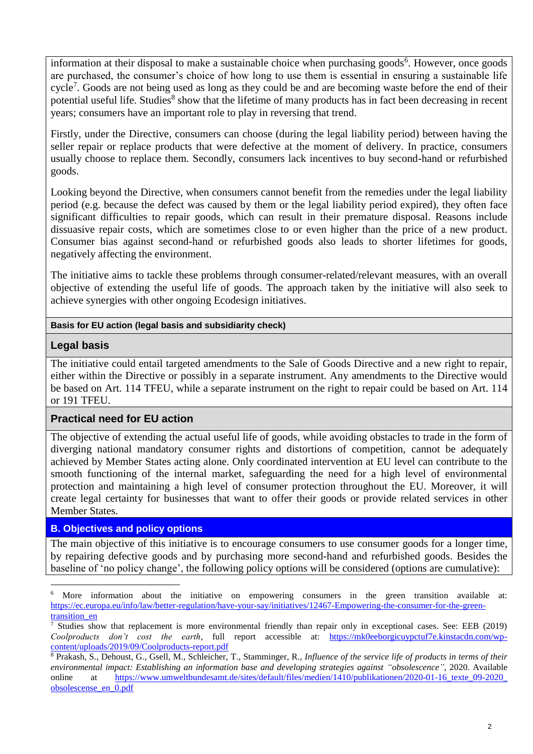information at their disposal to make a sustainable choice when purchasing goods[6]. However, once goods are purchased, the consumer's choice of how long to use them is essential in ensuring a sustainable life cycle[7]. Goods are not being used as long as they could be and are becoming waste before the end of their potential useful life. Studies[8] show that the lifetime of many products has in fact been decreasing in recent years; consumers have an important role to play in reversing that trend.

Firstly, under the Directive, consumers can choose (during the legal liability period) between having the seller repair or replace products that were defective at the moment of delivery. In practice, consumers usually choose to replace them. Secondly, consumers lack incentives to buy second-hand or refurbished goods.

Looking beyond the Directive, when consumers cannot benefit from the remedies under the legal liability period (e.g. because the defect was caused by them or the legal liability period expired), they often face significant difficulties to repair goods, which can result in their premature disposal. Reasons include dissuasive repair costs, which are sometimes close to or even higher than the price of a new product. Consumer bias against second-hand or refurbished goods also leads to shorter lifetimes for goods, negatively affecting the environment.

The initiative aims to tackle these problems through consumer-related/relevant measures, with an overall objective of extending the useful life of goods. The approach taken by the initiative will also seek to achieve synergies with other ongoing Ecodesign initiatives.

**Basis for EU action (legal basis and subsidiarity check)**

### Legal basis

The initiative could entail targeted amendments to the Sale of Goods Directive and a new right to repair, either within the Directive or possibly in a separate instrument. Any amendments to the Directive would be based on Art. 114 TFEU, while a separate instrument on the right to repair could be based on Art. 114 or 191 TFEU.

### Practical need for EU action

The objective of extending the actual useful life of goods, while avoiding obstacles to trade in the form of diverging national mandatory consumer rights and distortions of competition, cannot be adequately achieved by Member States acting alone. Only coordinated intervention at EU level can contribute to the smooth functioning of the internal market, safeguarding the need for a high level of environmental protection and maintaining a high level of consumer protection throughout the EU. Moreover, it will create legal certainty for businesses that want to offer their goods or provide related services in other Member States.

## B. Objectives and policy options

The main objective of this initiative is to encourage consumers to use consumer goods for a longer time, by repairing defective goods and by purchasing more second-hand and refurbished goods. Besides the baseline of 'no policy change', the following policy options will be considered (options are cumulative):

---

[6] More information about the initiative on empowering consumers in the green transition available at: https://ec.europa.eu/info/law/better-regulation/have-your-say/initiatives/12467-Empowering-the-consumer-for-the-green-transition_en

[7] Studies show that replacement is more environmental friendly than repair only in exceptional cases. See: EEB (2019) *Coolproducts don't cost the earth*, full report accessible at: https://mk0eeborgicuypctuf7e.kinstacdn.com/wp-content/uploads/2019/09/Coolproducts-report.pdf

[8] Prakash, S., Dehoust, G., Gsell, M., Schleicher, T., Stamminger, R., *Influence of the service life of products in terms of their environmental impact: Establishing an information base and developing strategies against "obsolescence"*, 2020. Available online at https://www.umweltbundesamt.de/sites/default/files/medien/1410/publikationen/2020-01-16_texte_09-2020_obsolescense_en_0.pdf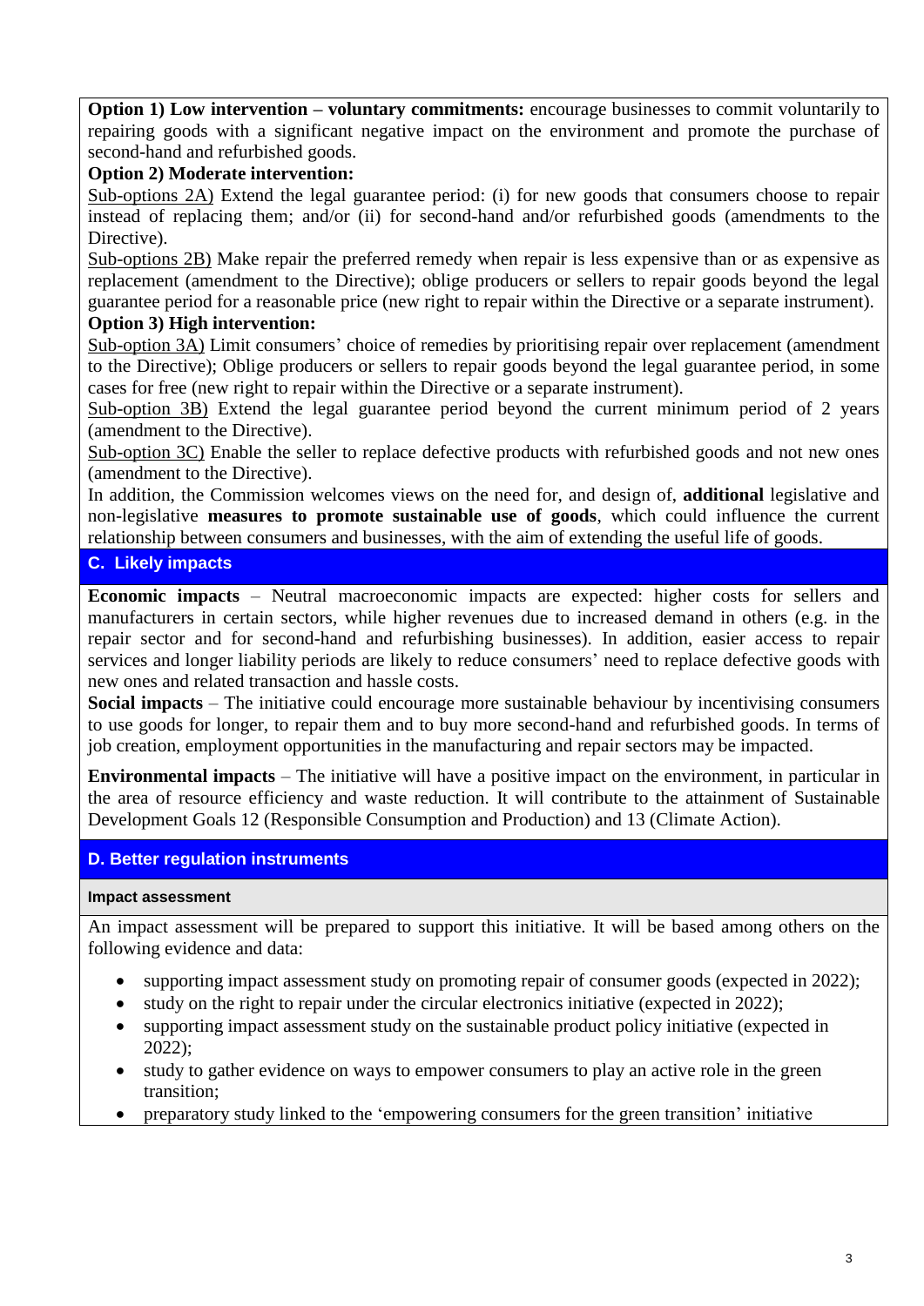**Option 1) Low intervention – voluntary commitments:** encourage businesses to commit voluntarily to repairing goods with a significant negative impact on the environment and promote the purchase of second-hand and refurbished goods.

**Option 2) Moderate intervention:**

Sub-options 2A) Extend the legal guarantee period: (i) for new goods that consumers choose to repair instead of replacing them; and/or (ii) for second-hand and/or refurbished goods (amendments to the Directive).

Sub-options 2B) Make repair the preferred remedy when repair is less expensive than or as expensive as replacement (amendment to the Directive); oblige producers or sellers to repair goods beyond the legal guarantee period for a reasonable price (new right to repair within the Directive or a separate instrument).

**Option 3) High intervention:**

Sub-option 3A) Limit consumers' choice of remedies by prioritising repair over replacement (amendment to the Directive); Oblige producers or sellers to repair goods beyond the legal guarantee period, in some cases for free (new right to repair within the Directive or a separate instrument).

Sub-option 3B) Extend the legal guarantee period beyond the current minimum period of 2 years (amendment to the Directive).

Sub-option 3C) Enable the seller to replace defective products with refurbished goods and not new ones (amendment to the Directive).

In addition, the Commission welcomes views on the need for, and design of, **additional** legislative and non-legislative **measures to promote sustainable use of goods**, which could influence the current relationship between consumers and businesses, with the aim of extending the useful life of goods.

## C. Likely impacts

**Economic impacts** – Neutral macroeconomic impacts are expected: higher costs for sellers and manufacturers in certain sectors, while higher revenues due to increased demand in others (e.g. in the repair sector and for second-hand and refurbishing businesses). In addition, easier access to repair services and longer liability periods are likely to reduce consumers' need to replace defective goods with new ones and related transaction and hassle costs.

**Social impacts** – The initiative could encourage more sustainable behaviour by incentivising consumers to use goods for longer, to repair them and to buy more second-hand and refurbished goods. In terms of job creation, employment opportunities in the manufacturing and repair sectors may be impacted.

**Environmental impacts** – The initiative will have a positive impact on the environment, in particular in the area of resource efficiency and waste reduction. It will contribute to the attainment of Sustainable Development Goals 12 (Responsible Consumption and Production) and 13 (Climate Action).

## D. Better regulation instruments

### Impact assessment

An impact assessment will be prepared to support this initiative. It will be based among others on the following evidence and data:

- supporting impact assessment study on promoting repair of consumer goods (expected in 2022);
- study on the right to repair under the circular electronics initiative (expected in 2022);
- supporting impact assessment study on the sustainable product policy initiative (expected in 2022);
- study to gather evidence on ways to empower consumers to play an active role in the green transition;
- preparatory study linked to the 'empowering consumers for the green transition' initiative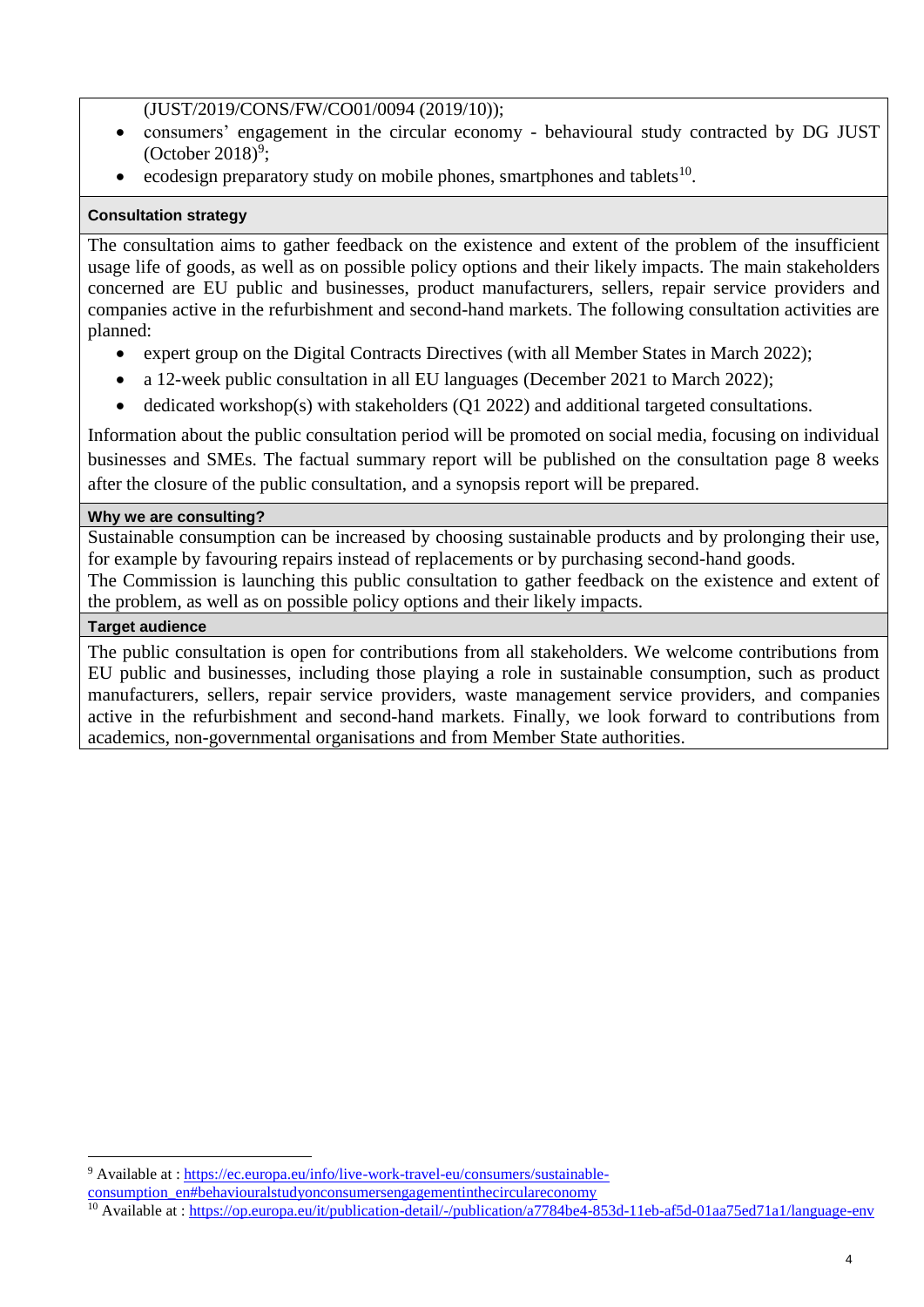(JUST/2019/CONS/FW/CO01/0094 (2019/10));

- consumers' engagement in the circular economy - behavioural study contracted by DG JUST (October 2018)[9];
- ecodesign preparatory study on mobile phones, smartphones and tablets[10].

**Consultation strategy**

The consultation aims to gather feedback on the existence and extent of the problem of the insufficient usage life of goods, as well as on possible policy options and their likely impacts. The main stakeholders concerned are EU public and businesses, product manufacturers, sellers, repair service providers and companies active in the refurbishment and second-hand markets. The following consultation activities are planned:

- expert group on the Digital Contracts Directives (with all Member States in March 2022);
- a 12-week public consultation in all EU languages (December 2021 to March 2022);
- dedicated workshop(s) with stakeholders (Q1 2022) and additional targeted consultations.

Information about the public consultation period will be promoted on social media, focusing on individual businesses and SMEs. The factual summary report will be published on the consultation page 8 weeks after the closure of the public consultation, and a synopsis report will be prepared.

**Why we are consulting?**

Sustainable consumption can be increased by choosing sustainable products and by prolonging their use, for example by favouring repairs instead of replacements or by purchasing second-hand goods.
The Commission is launching this public consultation to gather feedback on the existence and extent of the problem, as well as on possible policy options and their likely impacts.

**Target audience**

The public consultation is open for contributions from all stakeholders. We welcome contributions from EU public and businesses, including those playing a role in sustainable consumption, such as product manufacturers, sellers, repair service providers, waste management service providers, and companies active in the refurbishment and second-hand markets. Finally, we look forward to contributions from academics, non-governmental organisations and from Member State authorities.

---

[9] Available at : https://ec.europa.eu/info/live-work-travel-eu/consumers/sustainable-consumption_en#behaviouralstudyonconsumersengagementinthecirculareconomy

[10] Available at : https://op.europa.eu/it/publication-detail/-/publication/a7784be4-853d-11eb-af5d-01aa75ed71a1/language-env